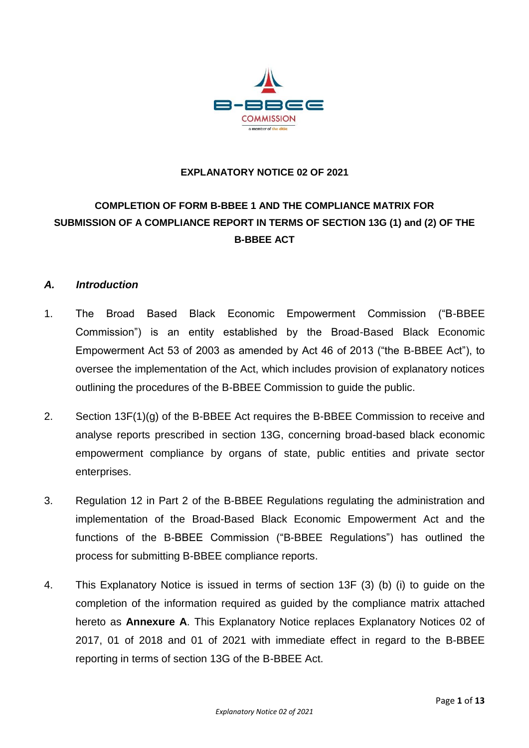**EXPLANATORY NOTICE 02 OF 2021**

**COMPLETION OF FORM B-BBEE 1 AND THE COMPLIANCE MATRIX FOR SUBMISSION OF A COMPLIANCE REPORT IN TERMS OF SECTION 13G (1) and (2) OF THE B-BBEE ACT**

## *A. Introduction*

1. The Broad Based Black Economic Empowerment Commission ("B-BBEE Commission") is an entity established by the Broad-Based Black Economic Empowerment Act 53 of 2003 as amended by Act 46 of 2013 ("the B-BBEE Act"), to oversee the implementation of the Act, which includes provision of explanatory notices outlining the procedures of the B-BBEE Commission to guide the public.

2. Section 13F(1)(g) of the B-BBEE Act requires the B-BBEE Commission to receive and analyse reports prescribed in section 13G, concerning broad-based black economic empowerment compliance by organs of state, public entities and private sector enterprises.

3. Regulation 12 in Part 2 of the B-BBEE Regulations regulating the administration and implementation of the Broad-Based Black Economic Empowerment Act and the functions of the B-BBEE Commission ("B-BBEE Regulations") has outlined the process for submitting B-BBEE compliance reports.

4. This Explanatory Notice is issued in terms of section 13F (3) (b) (i) to guide on the completion of the information required as guided by the compliance matrix attached hereto as **Annexure A**. This Explanatory Notice replaces Explanatory Notices 02 of 2017, 01 of 2018 and 01 of 2021 with immediate effect in regard to the B-BBEE reporting in terms of section 13G of the B-BBEE Act.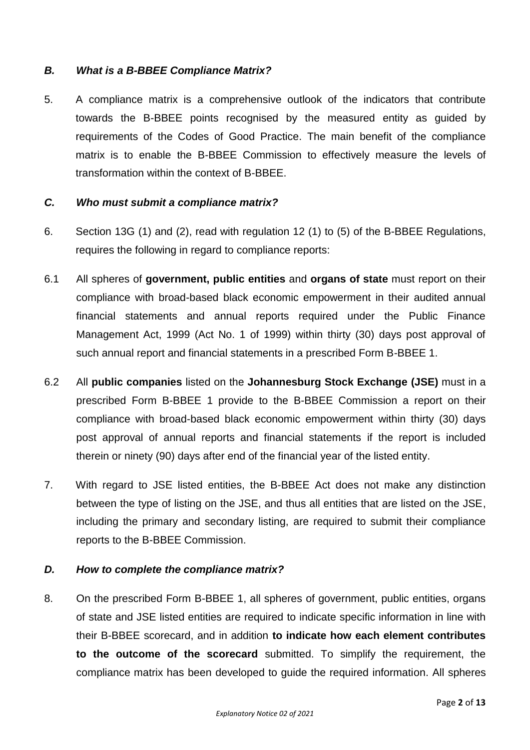### *B. What is a B-BBEE Compliance Matrix?*

5. A compliance matrix is a comprehensive outlook of the indicators that contribute towards the B-BBEE points recognised by the measured entity as guided by requirements of the Codes of Good Practice. The main benefit of the compliance matrix is to enable the B-BBEE Commission to effectively measure the levels of transformation within the context of B-BBEE.

### *C. Who must submit a compliance matrix?*

6. Section 13G (1) and (2), read with regulation 12 (1) to (5) of the B-BBEE Regulations, requires the following in regard to compliance reports:

6.1 All spheres of **government, public entities** and **organs of state** must report on their compliance with broad-based black economic empowerment in their audited annual financial statements and annual reports required under the Public Finance Management Act, 1999 (Act No. 1 of 1999) within thirty (30) days post approval of such annual report and financial statements in a prescribed Form B-BBEE 1.

6.2 All **public companies** listed on the **Johannesburg Stock Exchange (JSE)** must in a prescribed Form B-BBEE 1 provide to the B-BBEE Commission a report on their compliance with broad-based black economic empowerment within thirty (30) days post approval of annual reports and financial statements if the report is included therein or ninety (90) days after end of the financial year of the listed entity.

7. With regard to JSE listed entities, the B-BBEE Act does not make any distinction between the type of listing on the JSE, and thus all entities that are listed on the JSE, including the primary and secondary listing, are required to submit their compliance reports to the B-BBEE Commission.

### *D. How to complete the compliance matrix?*

8. On the prescribed Form B-BBEE 1, all spheres of government, public entities, organs of state and JSE listed entities are required to indicate specific information in line with their B-BBEE scorecard, and in addition **to indicate how each element contributes to the outcome of the scorecard** submitted. To simplify the requirement, the compliance matrix has been developed to guide the required information. All spheres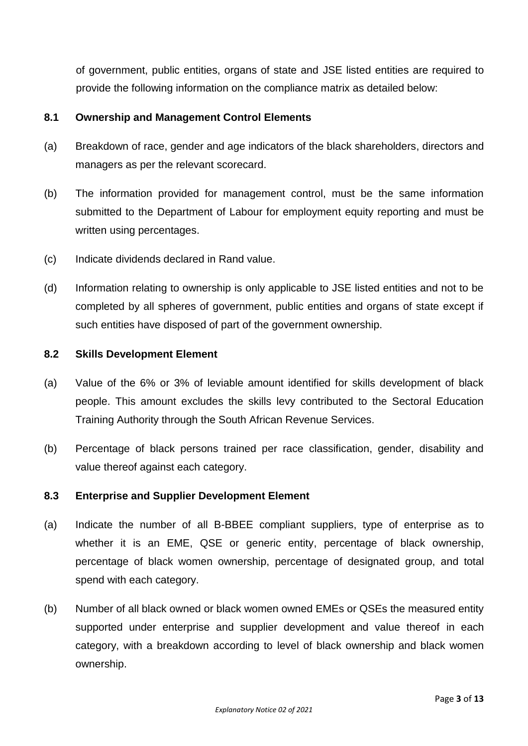of government, public entities, organs of state and JSE listed entities are required to provide the following information on the compliance matrix as detailed below:

### 8.1 Ownership and Management Control Elements

(a) Breakdown of race, gender and age indicators of the black shareholders, directors and managers as per the relevant scorecard.

(b) The information provided for management control, must be the same information submitted to the Department of Labour for employment equity reporting and must be written using percentages.

(c) Indicate dividends declared in Rand value.

(d) Information relating to ownership is only applicable to JSE listed entities and not to be completed by all spheres of government, public entities and organs of state except if such entities have disposed of part of the government ownership.

### 8.2 Skills Development Element

(a) Value of the 6% or 3% of leviable amount identified for skills development of black people. This amount excludes the skills levy contributed to the Sectoral Education Training Authority through the South African Revenue Services.

(b) Percentage of black persons trained per race classification, gender, disability and value thereof against each category.

### 8.3 Enterprise and Supplier Development Element

(a) Indicate the number of all B-BBEE compliant suppliers, type of enterprise as to whether it is an EME, QSE or generic entity, percentage of black ownership, percentage of black women ownership, percentage of designated group, and total spend with each category.

(b) Number of all black owned or black women owned EMEs or QSEs the measured entity supported under enterprise and supplier development and value thereof in each category, with a breakdown according to level of black ownership and black women ownership.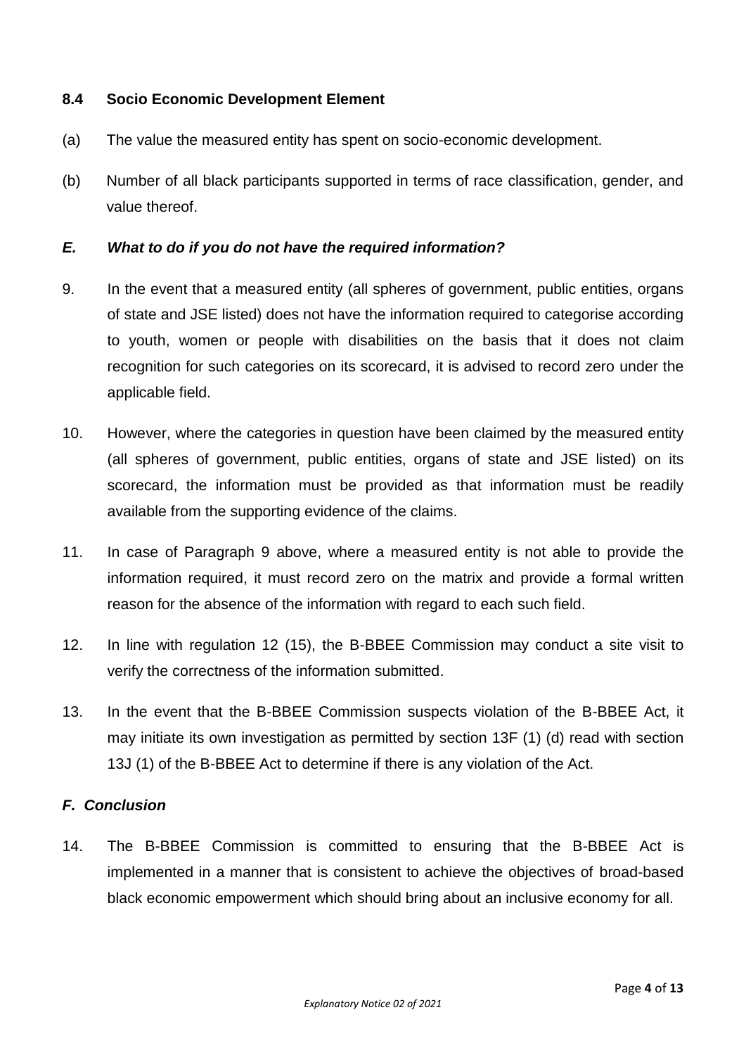### 8.4 Socio Economic Development Element

(a) The value the measured entity has spent on socio-economic development.

(b) Number of all black participants supported in terms of race classification, gender, and value thereof.

### *E. What to do if you do not have the required information?*

9. In the event that a measured entity (all spheres of government, public entities, organs of state and JSE listed) does not have the information required to categorise according to youth, women or people with disabilities on the basis that it does not claim recognition for such categories on its scorecard, it is advised to record zero under the applicable field.

10. However, where the categories in question have been claimed by the measured entity (all spheres of government, public entities, organs of state and JSE listed) on its scorecard, the information must be provided as that information must be readily available from the supporting evidence of the claims.

11. In case of Paragraph 9 above, where a measured entity is not able to provide the information required, it must record zero on the matrix and provide a formal written reason for the absence of the information with regard to each such field.

12. In line with regulation 12 (15), the B-BBEE Commission may conduct a site visit to verify the correctness of the information submitted.

13. In the event that the B-BBEE Commission suspects violation of the B-BBEE Act, it may initiate its own investigation as permitted by section 13F (1) (d) read with section 13J (1) of the B-BBEE Act to determine if there is any violation of the Act.

### *F. Conclusion*

14. The B-BBEE Commission is committed to ensuring that the B-BBEE Act is implemented in a manner that is consistent to achieve the objectives of broad-based black economic empowerment which should bring about an inclusive economy for all.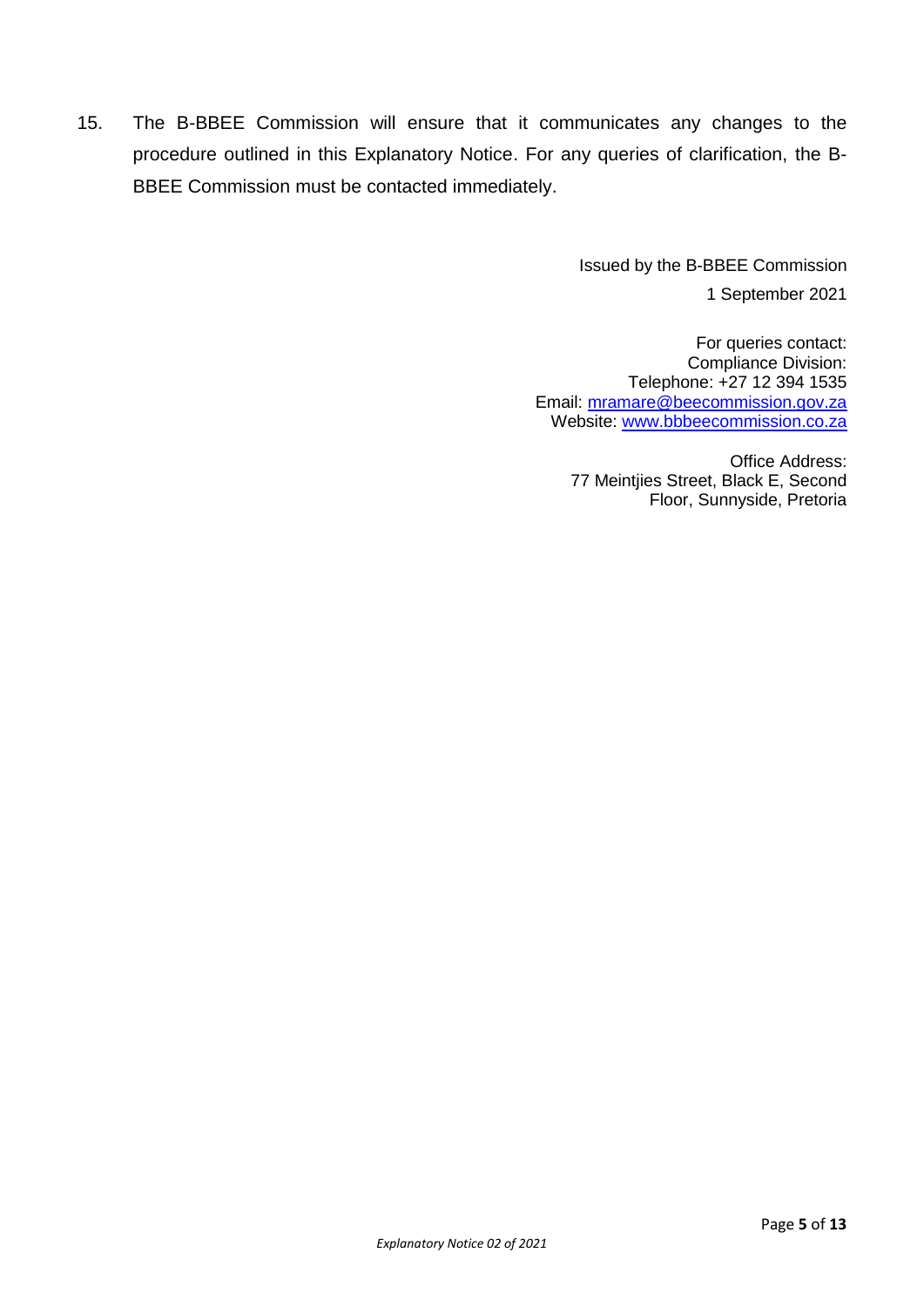15. The B-BBEE Commission will ensure that it communicates any changes to the procedure outlined in this Explanatory Notice. For any queries of clarification, the B-BBEE Commission must be contacted immediately.

Issued by the B-BBEE Commission
1 September 2021

For queries contact:
Compliance Division:
Telephone: +27 12 394 1535
Email: [mramare@beecommission.gov.za](mailto:mramare@beecommission.gov.za)
Website: [www.bbbeecommission.co.za](http://www.bbbeecommission.co.za)

Office Address:
77 Meintjies Street, Black E, Second Floor, Sunnyside, Pretoria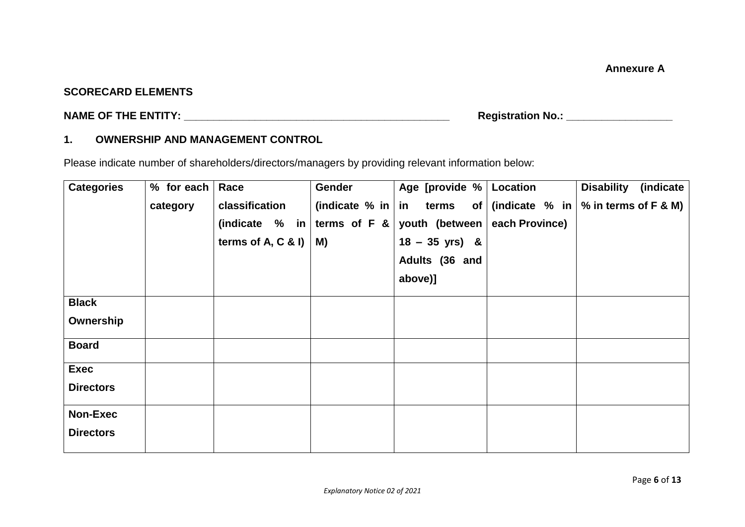**Annexure A**

**SCORECARD ELEMENTS**

**NAME OF THE ENTITY: ______________________________________________ Registration No.: _________________**

## 1. OWNERSHIP AND MANAGEMENT CONTROL

Please indicate number of shareholders/directors/managers by providing relevant information below:

| **Categories** | **% for each category** | **Race classification (indicate % in terms of A, C & I)** | **Gender (indicate % in terms of F & M)** | **Age [provide % in terms of youth (between 18 – 35 yrs) & Adults (36 and above)]** | **Location (indicate % in each Province)** | **Disability (indicate % in terms of F & M)** |
|---|---|---|---|---|---|---|
| **Black Ownership** | | | | | | |
| **Board** | | | | | | |
| **Exec Directors** | | | | | | |
| **Non-Exec Directors** | | | | | | |

*Explanatory Notice 02 of 2021*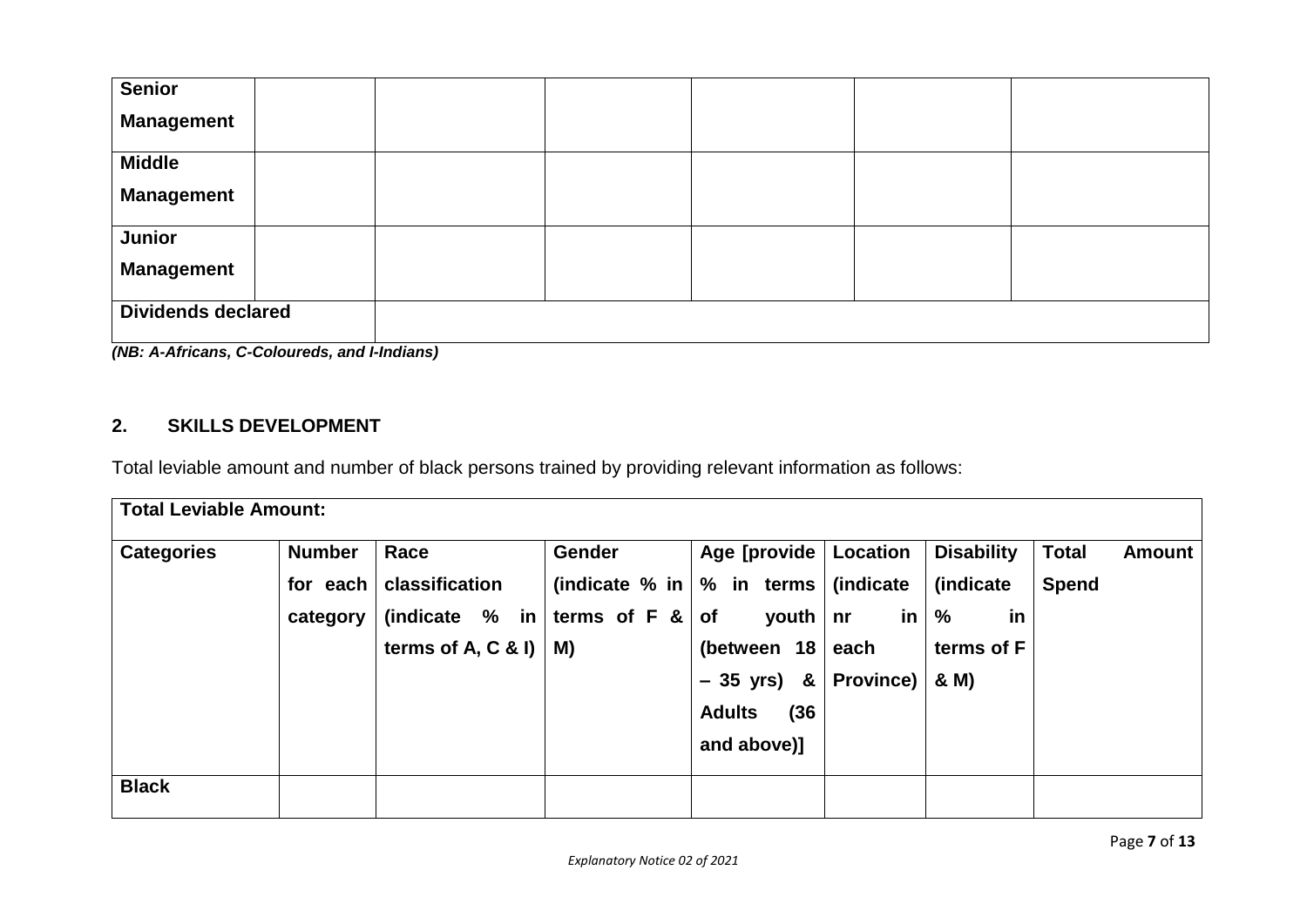| Senior Management | | | | | | |
|---|---|---|---|---|---|---|
| Middle Management | | | | | | |
| Junior Management | | | | | | |
| Dividends declared | | | | | | |

***(NB: A-Africans, C-Coloureds, and I-Indians)***

## 2. SKILLS DEVELOPMENT

Total leviable amount and number of black persons trained by providing relevant information as follows:

| **Total Leviable Amount:** | | | | | | | |
|---|---|---|---|---|---|---|---|
| **Categories** | **Number for each category** | **Race classification (indicate % in terms of A, C & I)** | **Gender (indicate % in terms of F & M)** | **Age [provide % in terms of youth (between 18 – 35 yrs) & Adults (36 and above)]** | **Location (indicate nr in each Province)** | **Disability (indicate % in terms of F & M)** | **Total Amount Spend** |
| **Black** | | | | | | | |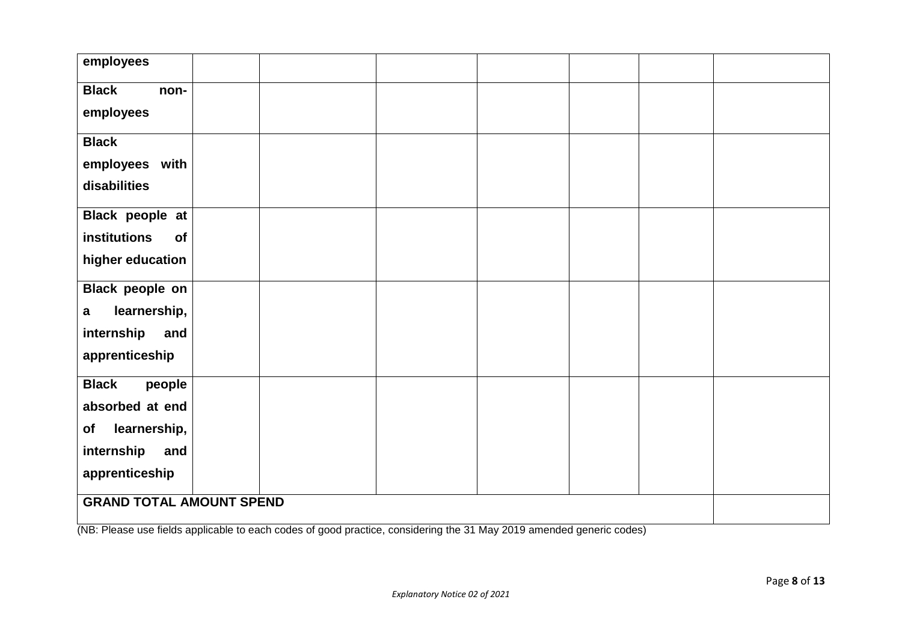| | | | | | | | |
|---|---|---|---|---|---|---|---|
| **employees** | | | | | | | |
| **Black non-employees** | | | | | | | |
| **Black employees with disabilities** | | | | | | | |
| **Black people at institutions of higher education** | | | | | | | |
| **Black people on a learnership, internship and apprenticeship** | | | | | | | |
| **Black people absorbed at end of learnership, internship and apprenticeship** | | | | | | | |
| **GRAND TOTAL AMOUNT SPEND** | | | | | | | |

(NB: Please use fields applicable to each codes of good practice, considering the 31 May 2019 amended generic codes)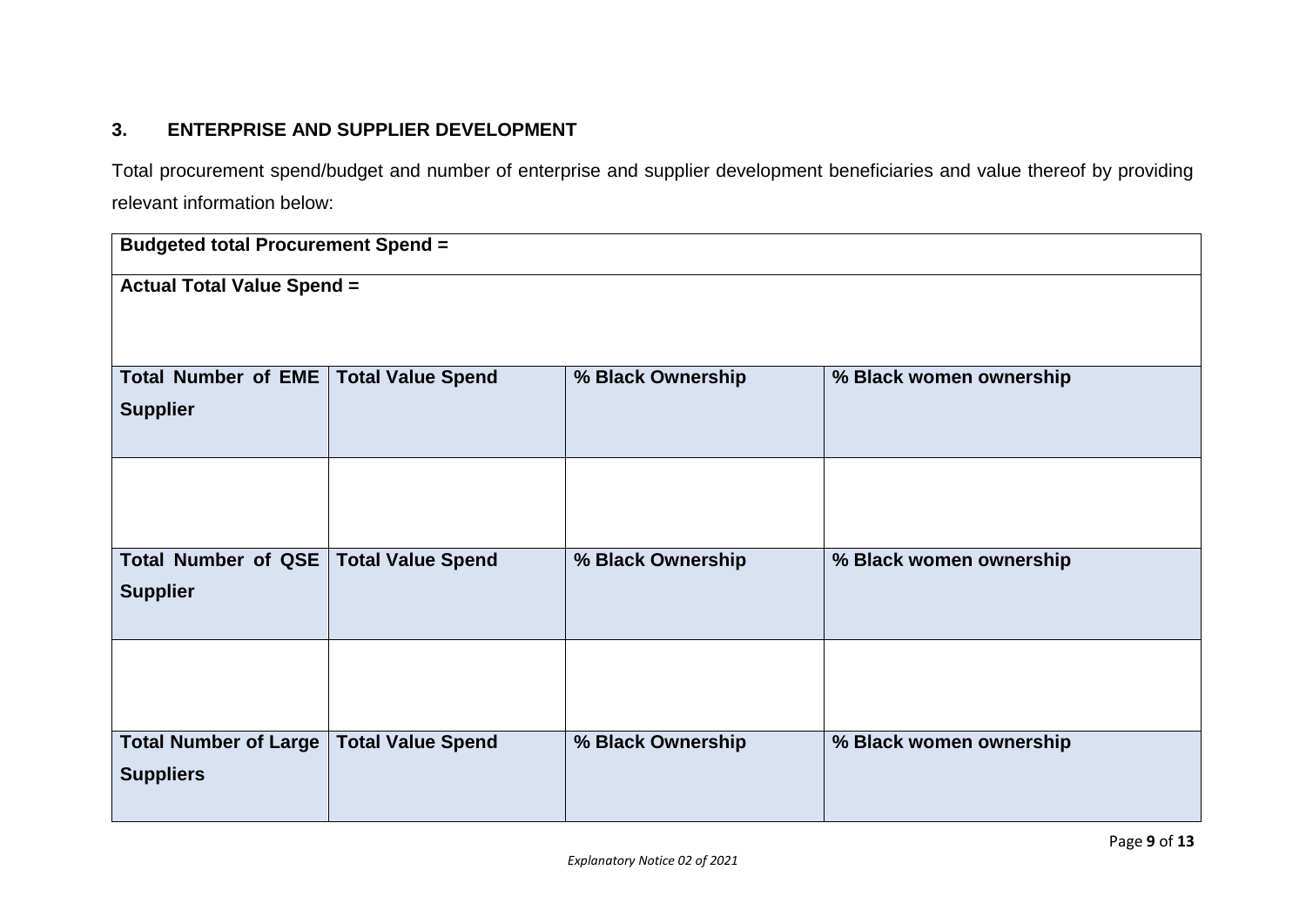## 3. ENTERPRISE AND SUPPLIER DEVELOPMENT

Total procurement spend/budget and number of enterprise and supplier development beneficiaries and value thereof by providing relevant information below:

| **Budgeted total Procurement Spend =** | | | |
|---|---|---|---|
| **Actual Total Value Spend =** | | | |
| **Total Number of EME Supplier** | **Total Value Spend** | **% Black Ownership** | **% Black women ownership** |
| | | | |
| **Total Number of QSE Supplier** | **Total Value Spend** | **% Black Ownership** | **% Black women ownership** |
| | | | |
| **Total Number of Large Suppliers** | **Total Value Spend** | **% Black Ownership** | **% Black women ownership** |

*Explanatory Notice 02 of 2021*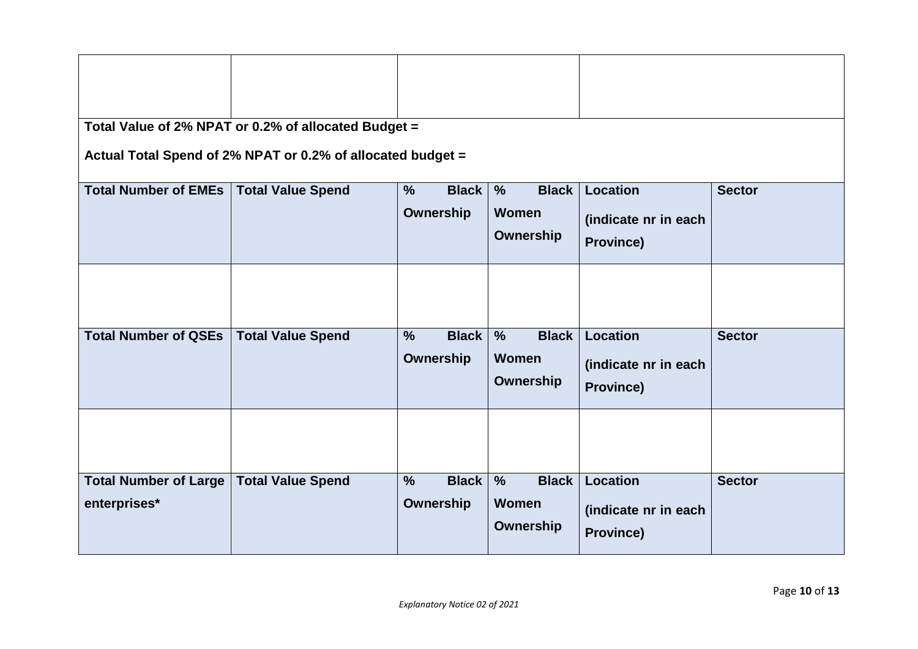|  |  |  |  |  |  |
|---|---|---|---|---|---|
|  |  |  |  |  |  |
| **Total Value of 2% NPAT or 0.2% of allocated Budget =**<br><br>**Actual Total Spend of 2% NPAT or 0.2% of allocated budget =** | | | | | |
| **Total Number of EMEs** | **Total Value Spend** | **% Black Ownership** | **% Black Women Ownership** | **Location (indicate nr in each Province)** | **Sector** |
|  |  |  |  |  |  |
| **Total Number of QSEs** | **Total Value Spend** | **% Black Ownership** | **% Black Women Ownership** | **Location (indicate nr in each Province)** | **Sector** |
|  |  |  |  |  |  |
| **Total Number of Large enterprises*** | **Total Value Spend** | **% Black Ownership** | **% Black Women Ownership** | **Location (indicate nr in each Province)** | **Sector** |

*Explanatory Notice 02 of 2021*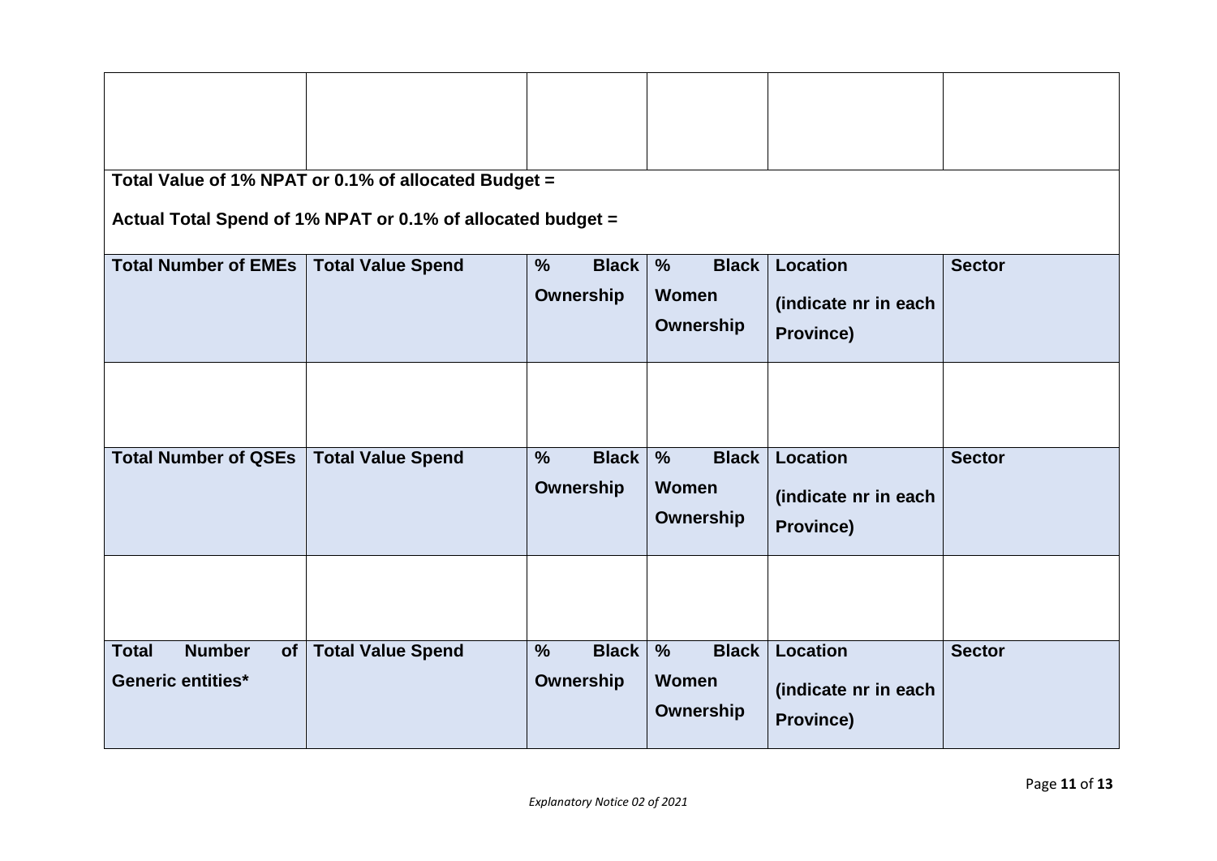| | | | | | |
|---|---|---|---|---|---|
| | | | | | |
| **Total Value of 1% NPAT or 0.1% of allocated Budget =**<br><br>**Actual Total Spend of 1% NPAT or 0.1% of allocated budget =** | | | | | |
| **Total Number of EMEs** | **Total Value Spend** | **% Black Ownership** | **% Black Women Ownership** | **Location (indicate nr in each Province)** | **Sector** |
| | | | | | |
| **Total Number of QSEs** | **Total Value Spend** | **% Black Ownership** | **% Black Women Ownership** | **Location (indicate nr in each Province)** | **Sector** |
| | | | | | |
| **Total Number of Generic entities*** | **Total Value Spend** | **% Black Ownership** | **% Black Women Ownership** | **Location (indicate nr in each Province)** | **Sector** |

*Explanatory Notice 02 of 2021*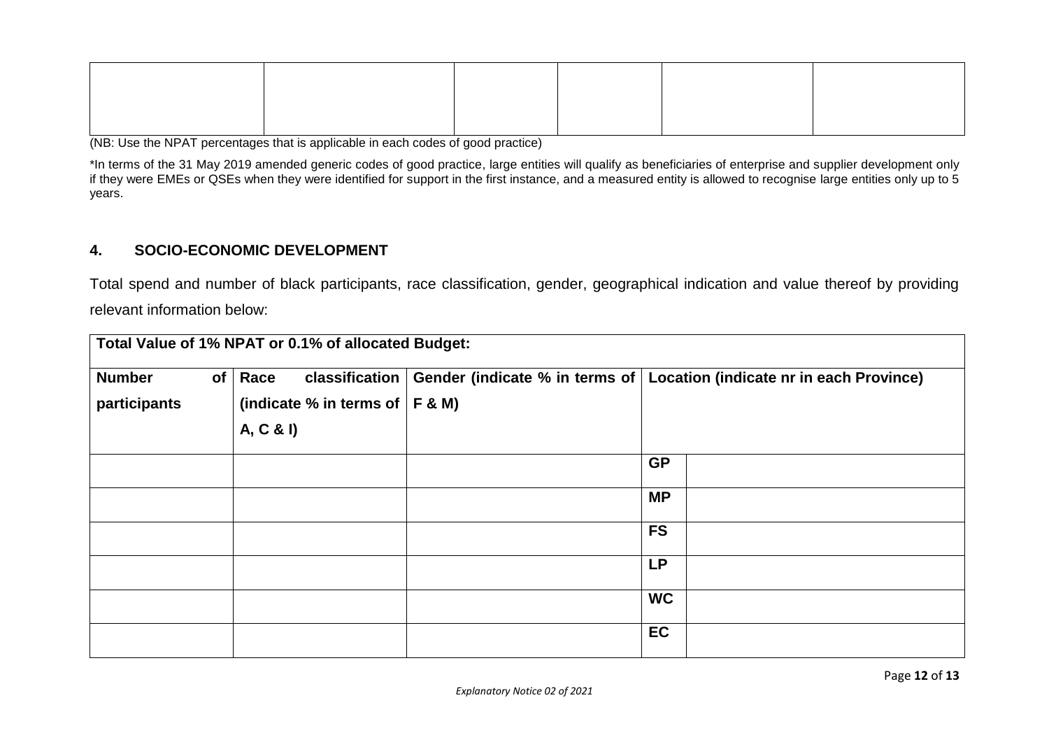| | | | | | |
|---|---|---|---|---|---|
| | | | | | |

(NB: Use the NPAT percentages that is applicable in each codes of good practice)

*In terms of the 31 May 2019 amended generic codes of good practice, large entities will qualify as beneficiaries of enterprise and supplier development only if they were EMEs or QSEs when they were identified for support in the first instance, and a measured entity is allowed to recognise large entities only up to 5 years.

## 4. SOCIO-ECONOMIC DEVELOPMENT

Total spend and number of black participants, race classification, gender, geographical indication and value thereof by providing relevant information below:

| **Total Value of 1% NPAT or 0.1% of allocated Budget:** | | | | |
|---|---|---|---|---|
| **Number of participants** | **Race classification (indicate % in terms of A, C & I)** | **Gender (indicate % in terms of F & M)** | **Location (indicate nr in each Province)** | |
| | | | **GP** | |
| | | | **MP** | |
| | | | **FS** | |
| | | | **LP** | |
| | | | **WC** | |
| | | | **EC** | |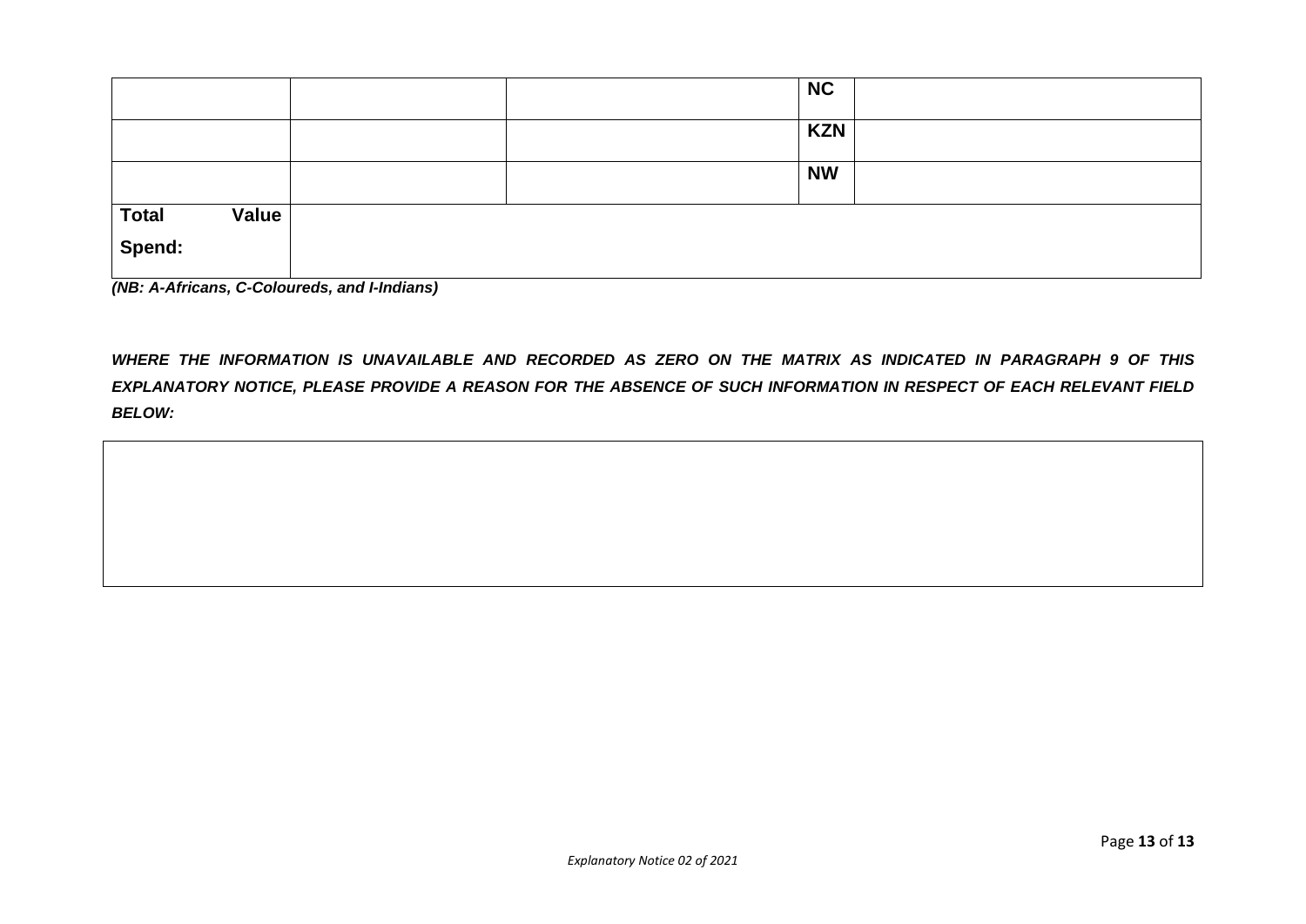| | | | | |
|---|---|---|---|---|
| | | | **NC** | |
| | | | **KZN** | |
| | | | **NW** | |
| **Total Value Spend:** | | | | |

***(NB: A-Africans, C-Coloureds, and I-Indians)***

***WHERE THE INFORMATION IS UNAVAILABLE AND RECORDED AS ZERO ON THE MATRIX AS INDICATED IN PARAGRAPH 9 OF THIS EXPLANATORY NOTICE, PLEASE PROVIDE A REASON FOR THE ABSENCE OF SUCH INFORMATION IN RESPECT OF EACH RELEVANT FIELD BELOW:***

| |
|---|
| |